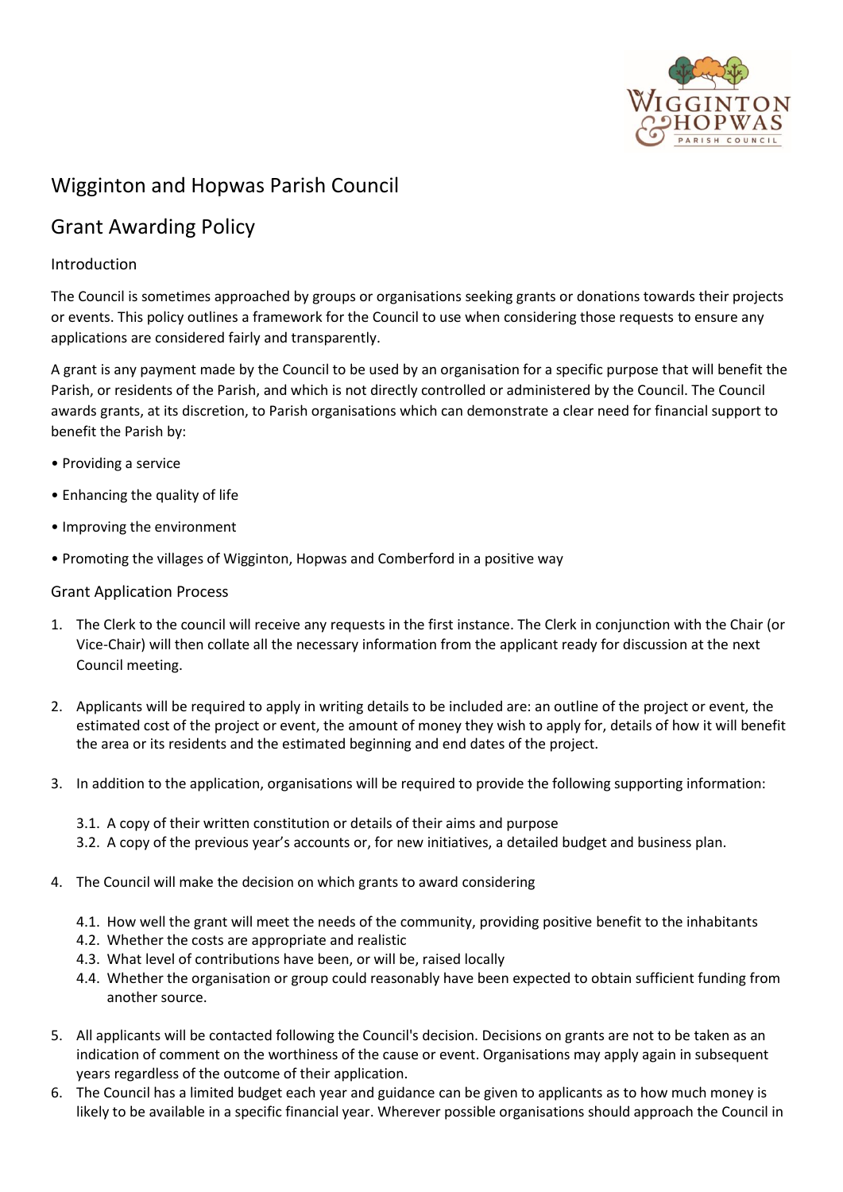# Wigginton and Hopwas Parish Council

## Grant Awarding Policy

### Introduction

The Council is sometimes approached by groups or organisations seeking grants or donations towards their projects or events. This policy outlines a framework for the Council to use when considering those requests to ensure any applications are considered fairly and transparently.

A grant is any payment made by the Council to be used by an organisation for a specific purpose that will benefit the Parish, or residents of the Parish, and which is not directly controlled or administered by the Council. The Council awards grants, at its discretion, to Parish organisations which can demonstrate a clear need for financial support to benefit the Parish by:

- Providing a service
- Enhancing the quality of life
- Improving the environment
- Promoting the villages of Wigginton, Hopwas and Comberford in a positive way

### Grant Application Process

1. The Clerk to the council will receive any requests in the first instance. The Clerk in conjunction with the Chair (or Vice-Chair) will then collate all the necessary information from the applicant ready for discussion at the next Council meeting.

2. Applicants will be required to apply in writing details to be included are: an outline of the project or event, the estimated cost of the project or event, the amount of money they wish to apply for, details of how it will benefit the area or its residents and the estimated beginning and end dates of the project.

3. In addition to the application, organisations will be required to provide the following supporting information:
   - 3.1. A copy of their written constitution or details of their aims and purpose
   - 3.2. A copy of the previous year's accounts or, for new initiatives, a detailed budget and business plan.

4. The Council will make the decision on which grants to award considering
   - 4.1. How well the grant will meet the needs of the community, providing positive benefit to the inhabitants
   - 4.2. Whether the costs are appropriate and realistic
   - 4.3. What level of contributions have been, or will be, raised locally
   - 4.4. Whether the organisation or group could reasonably have been expected to obtain sufficient funding from another source.

5. All applicants will be contacted following the Council's decision. Decisions on grants are not to be taken as an indication of comment on the worthiness of the cause or event. Organisations may apply again in subsequent years regardless of the outcome of their application.
6. The Council has a limited budget each year and guidance can be given to applicants as to how much money is likely to be available in a specific financial year. Wherever possible organisations should approach the Council in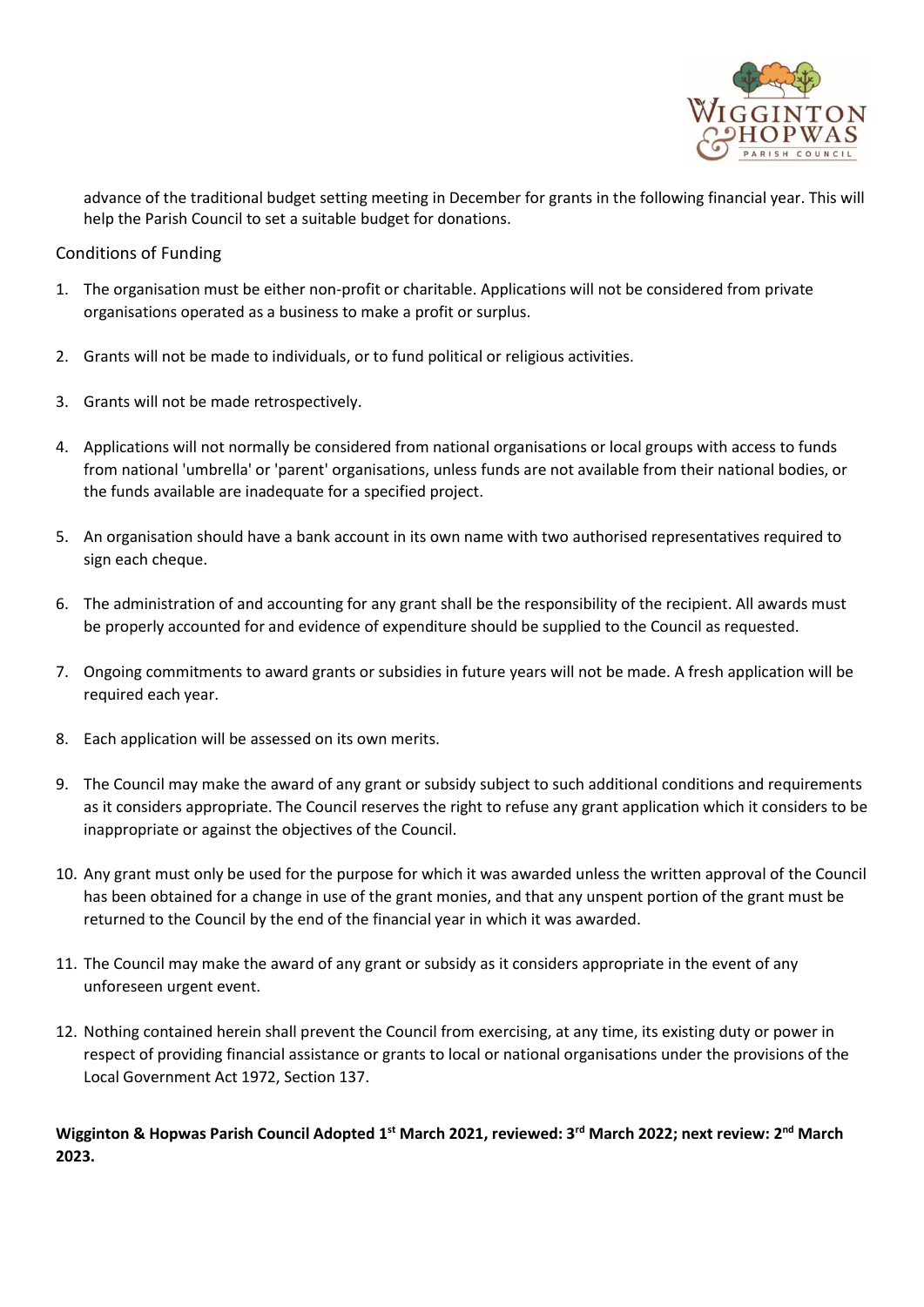advance of the traditional budget setting meeting in December for grants in the following financial year. This will help the Parish Council to set a suitable budget for donations.

## Conditions of Funding

1. The organisation must be either non-profit or charitable. Applications will not be considered from private organisations operated as a business to make a profit or surplus.

2. Grants will not be made to individuals, or to fund political or religious activities.

3. Grants will not be made retrospectively.

4. Applications will not normally be considered from national organisations or local groups with access to funds from national 'umbrella' or 'parent' organisations, unless funds are not available from their national bodies, or the funds available are inadequate for a specified project.

5. An organisation should have a bank account in its own name with two authorised representatives required to sign each cheque.

6. The administration of and accounting for any grant shall be the responsibility of the recipient. All awards must be properly accounted for and evidence of expenditure should be supplied to the Council as requested.

7. Ongoing commitments to award grants or subsidies in future years will not be made. A fresh application will be required each year.

8. Each application will be assessed on its own merits.

9. The Council may make the award of any grant or subsidy subject to such additional conditions and requirements as it considers appropriate. The Council reserves the right to refuse any grant application which it considers to be inappropriate or against the objectives of the Council.

10. Any grant must only be used for the purpose for which it was awarded unless the written approval of the Council has been obtained for a change in use of the grant monies, and that any unspent portion of the grant must be returned to the Council by the end of the financial year in which it was awarded.

11. The Council may make the award of any grant or subsidy as it considers appropriate in the event of any unforeseen urgent event.

12. Nothing contained herein shall prevent the Council from exercising, at any time, its existing duty or power in respect of providing financial assistance or grants to local or national organisations under the provisions of the Local Government Act 1972, Section 137.

**Wigginton & Hopwas Parish Council Adopted 1st March 2021, reviewed: 3rd March 2022; next review: 2nd March 2023.**